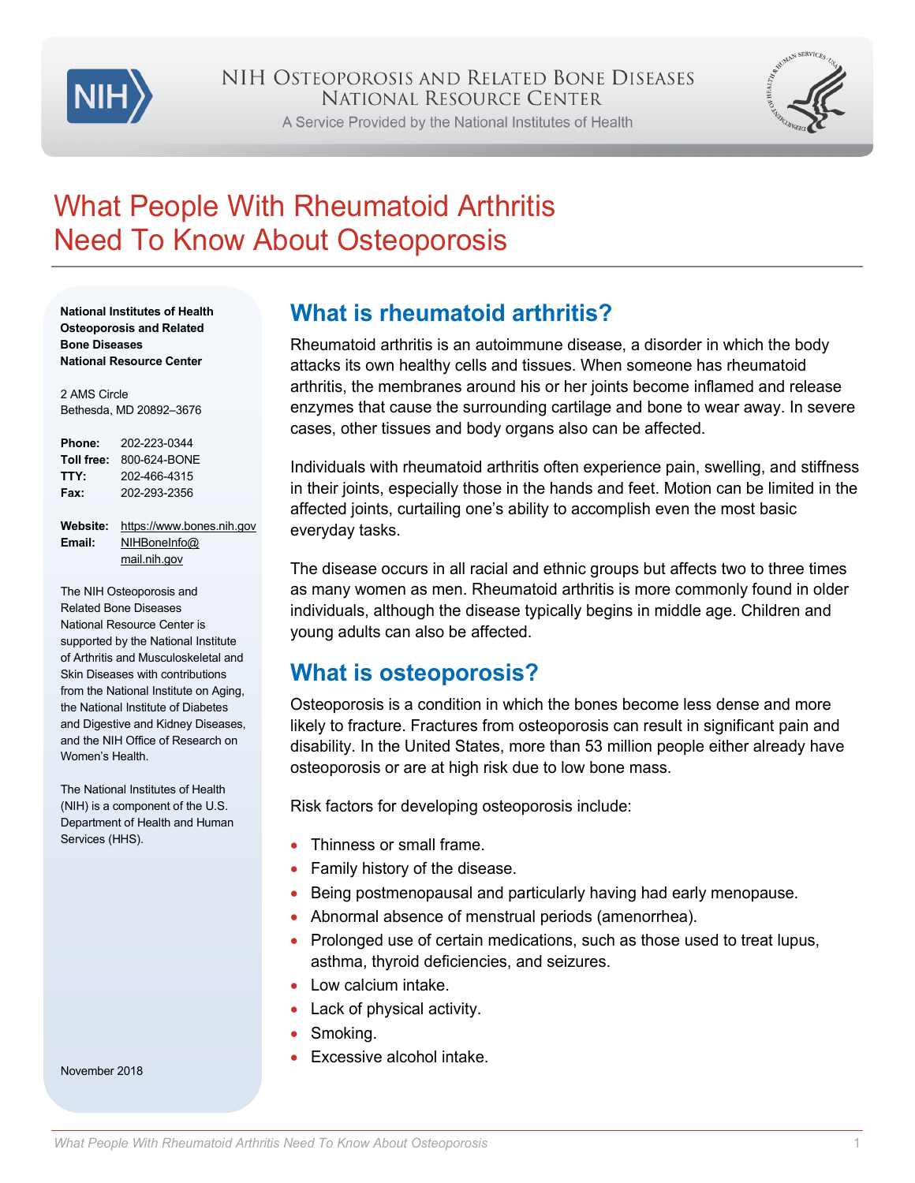NIH Osteoporosis and Related Bone Diseases National Resource Center

A Service Provided by the National Institutes of Health

# What People With Rheumatoid Arthritis Need To Know About Osteoporosis

## What is rheumatoid arthritis?

Rheumatoid arthritis is an autoimmune disease, a disorder in which the body attacks its own healthy cells and tissues. When someone has rheumatoid arthritis, the membranes around his or her joints become inflamed and release enzymes that cause the surrounding cartilage and bone to wear away. In severe cases, other tissues and body organs also can be affected.

Individuals with rheumatoid arthritis often experience pain, swelling, and stiffness in their joints, especially those in the hands and feet. Motion can be limited in the affected joints, curtailing one's ability to accomplish even the most basic everyday tasks.

The disease occurs in all racial and ethnic groups but affects two to three times as many women as men. Rheumatoid arthritis is more commonly found in older individuals, although the disease typically begins in middle age. Children and young adults can also be affected.

## What is osteoporosis?

Osteoporosis is a condition in which the bones become less dense and more likely to fracture. Fractures from osteoporosis can result in significant pain and disability. In the United States, more than 53 million people either already have osteoporosis or are at high risk due to low bone mass.

Risk factors for developing osteoporosis include:

- Thinness or small frame.
- Family history of the disease.
- Being postmenopausal and particularly having had early menopause.
- Abnormal absence of menstrual periods (amenorrhea).
- Prolonged use of certain medications, such as those used to treat lupus, asthma, thyroid deficiencies, and seizures.
- Low calcium intake.
- Lack of physical activity.
- Smoking.
- Excessive alcohol intake.

**National Institutes of Health Osteoporosis and Related Bone Diseases National Resource Center**

2 AMS Circle
Bethesda, MD 20892–3676

**Phone:** 202-223-0344
**Toll free:** 800-624-BONE
**TTY:** 202-466-4315
**Fax:** 202-293-2356

**Website:** https://www.bones.nih.gov
**Email:** NIHBoneInfo@mail.nih.gov

The NIH Osteoporosis and Related Bone Diseases National Resource Center is supported by the National Institute of Arthritis and Musculoskeletal and Skin Diseases with contributions from the National Institute on Aging, the National Institute of Diabetes and Digestive and Kidney Diseases, and the NIH Office of Research on Women's Health.

The National Institutes of Health (NIH) is a component of the U.S. Department of Health and Human Services (HHS).

November 2018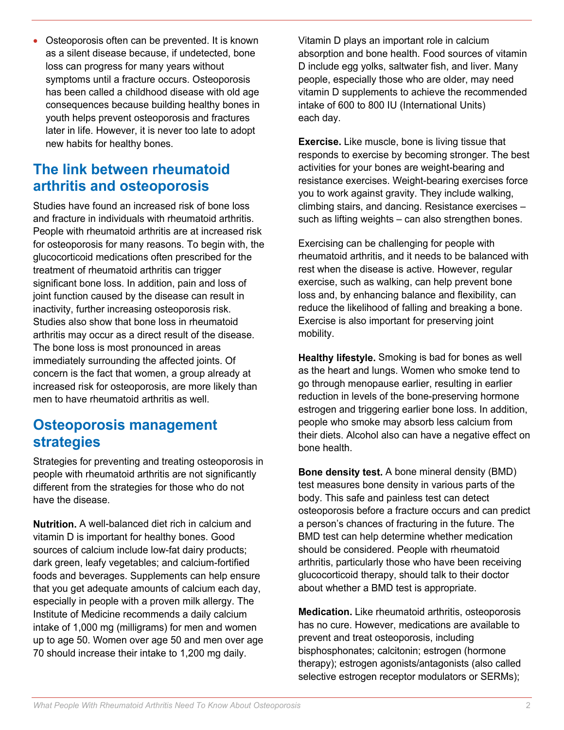- Osteoporosis often can be prevented. It is known as a silent disease because, if undetected, bone loss can progress for many years without symptoms until a fracture occurs. Osteoporosis has been called a childhood disease with old age consequences because building healthy bones in youth helps prevent osteoporosis and fractures later in life. However, it is never too late to adopt new habits for healthy bones.

## The link between rheumatoid arthritis and osteoporosis

Studies have found an increased risk of bone loss and fracture in individuals with rheumatoid arthritis. People with rheumatoid arthritis are at increased risk for osteoporosis for many reasons. To begin with, the glucocorticoid medications often prescribed for the treatment of rheumatoid arthritis can trigger significant bone loss. In addition, pain and loss of joint function caused by the disease can result in inactivity, further increasing osteoporosis risk. Studies also show that bone loss in rheumatoid arthritis may occur as a direct result of the disease. The bone loss is most pronounced in areas immediately surrounding the affected joints. Of concern is the fact that women, a group already at increased risk for osteoporosis, are more likely than men to have rheumatoid arthritis as well.

## Osteoporosis management strategies

Strategies for preventing and treating osteoporosis in people with rheumatoid arthritis are not significantly different from the strategies for those who do not have the disease.

**Nutrition.** A well-balanced diet rich in calcium and vitamin D is important for healthy bones. Good sources of calcium include low-fat dairy products; dark green, leafy vegetables; and calcium-fortified foods and beverages. Supplements can help ensure that you get adequate amounts of calcium each day, especially in people with a proven milk allergy. The Institute of Medicine recommends a daily calcium intake of 1,000 mg (milligrams) for men and women up to age 50. Women over age 50 and men over age 70 should increase their intake to 1,200 mg daily.

Vitamin D plays an important role in calcium absorption and bone health. Food sources of vitamin D include egg yolks, saltwater fish, and liver. Many people, especially those who are older, may need vitamin D supplements to achieve the recommended intake of 600 to 800 IU (International Units) each day.

**Exercise.** Like muscle, bone is living tissue that responds to exercise by becoming stronger. The best activities for your bones are weight-bearing and resistance exercises. Weight-bearing exercises force you to work against gravity. They include walking, climbing stairs, and dancing. Resistance exercises – such as lifting weights – can also strengthen bones.

Exercising can be challenging for people with rheumatoid arthritis, and it needs to be balanced with rest when the disease is active. However, regular exercise, such as walking, can help prevent bone loss and, by enhancing balance and flexibility, can reduce the likelihood of falling and breaking a bone. Exercise is also important for preserving joint mobility.

**Healthy lifestyle.** Smoking is bad for bones as well as the heart and lungs. Women who smoke tend to go through menopause earlier, resulting in earlier reduction in levels of the bone-preserving hormone estrogen and triggering earlier bone loss. In addition, people who smoke may absorb less calcium from their diets. Alcohol also can have a negative effect on bone health.

**Bone density test.** A bone mineral density (BMD) test measures bone density in various parts of the body. This safe and painless test can detect osteoporosis before a fracture occurs and can predict a person's chances of fracturing in the future. The BMD test can help determine whether medication should be considered. People with rheumatoid arthritis, particularly those who have been receiving glucocorticoid therapy, should talk to their doctor about whether a BMD test is appropriate.

**Medication.** Like rheumatoid arthritis, osteoporosis has no cure. However, medications are available to prevent and treat osteoporosis, including bisphosphonates; calcitonin; estrogen (hormone therapy); estrogen agonists/antagonists (also called selective estrogen receptor modulators or SERMs);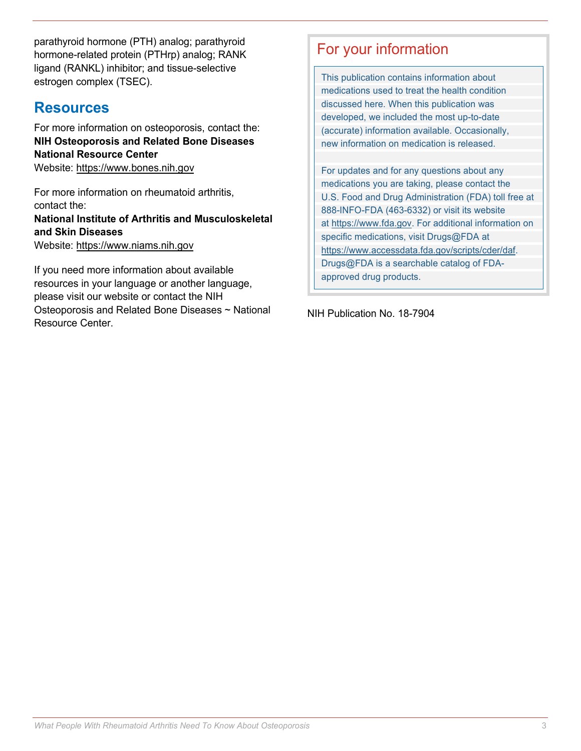parathyroid hormone (PTH) analog; parathyroid hormone-related protein (PTHrp) analog; RANK ligand (RANKL) inhibitor; and tissue-selective estrogen complex (TSEC).

## Resources

For more information on osteoporosis, contact the:
**NIH Osteoporosis and Related Bone Diseases National Resource Center**
Website: https://www.bones.nih.gov

For more information on rheumatoid arthritis, contact the:
**National Institute of Arthritis and Musculoskeletal and Skin Diseases**
Website: https://www.niams.nih.gov

If you need more information about available resources in your language or another language, please visit our website or contact the NIH Osteoporosis and Related Bone Diseases ~ National Resource Center.

## For your information

This publication contains information about medications used to treat the health condition discussed here. When this publication was developed, we included the most up-to-date (accurate) information available. Occasionally, new information on medication is released.

For updates and for any questions about any medications you are taking, please contact the U.S. Food and Drug Administration (FDA) toll free at 888-INFO-FDA (463-6332) or visit its website at https://www.fda.gov. For additional information on specific medications, visit Drugs@FDA at https://www.accessdata.fda.gov/scripts/cder/daf. Drugs@FDA is a searchable catalog of FDA-approved drug products.

NIH Publication No. 18-7904